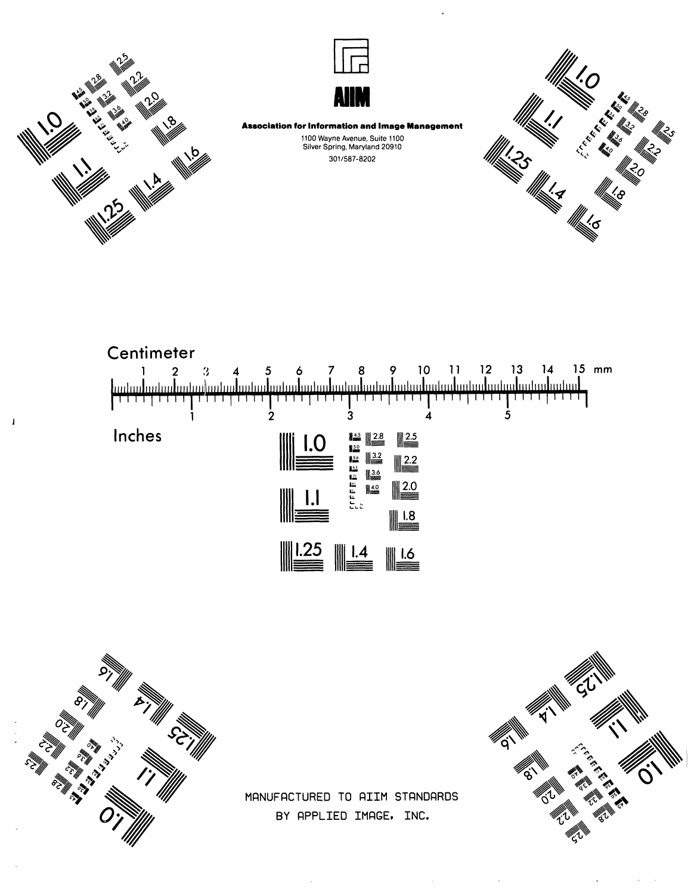Association for Information and Image Management

1100 Wayne Avenue, Suite 1100
Silver Spring, Maryland 20910

301/587-8202

Centimeter

Inches

MANUFACTURED TO AIIM STANDARDS
BY APPLIED IMAGE, INC.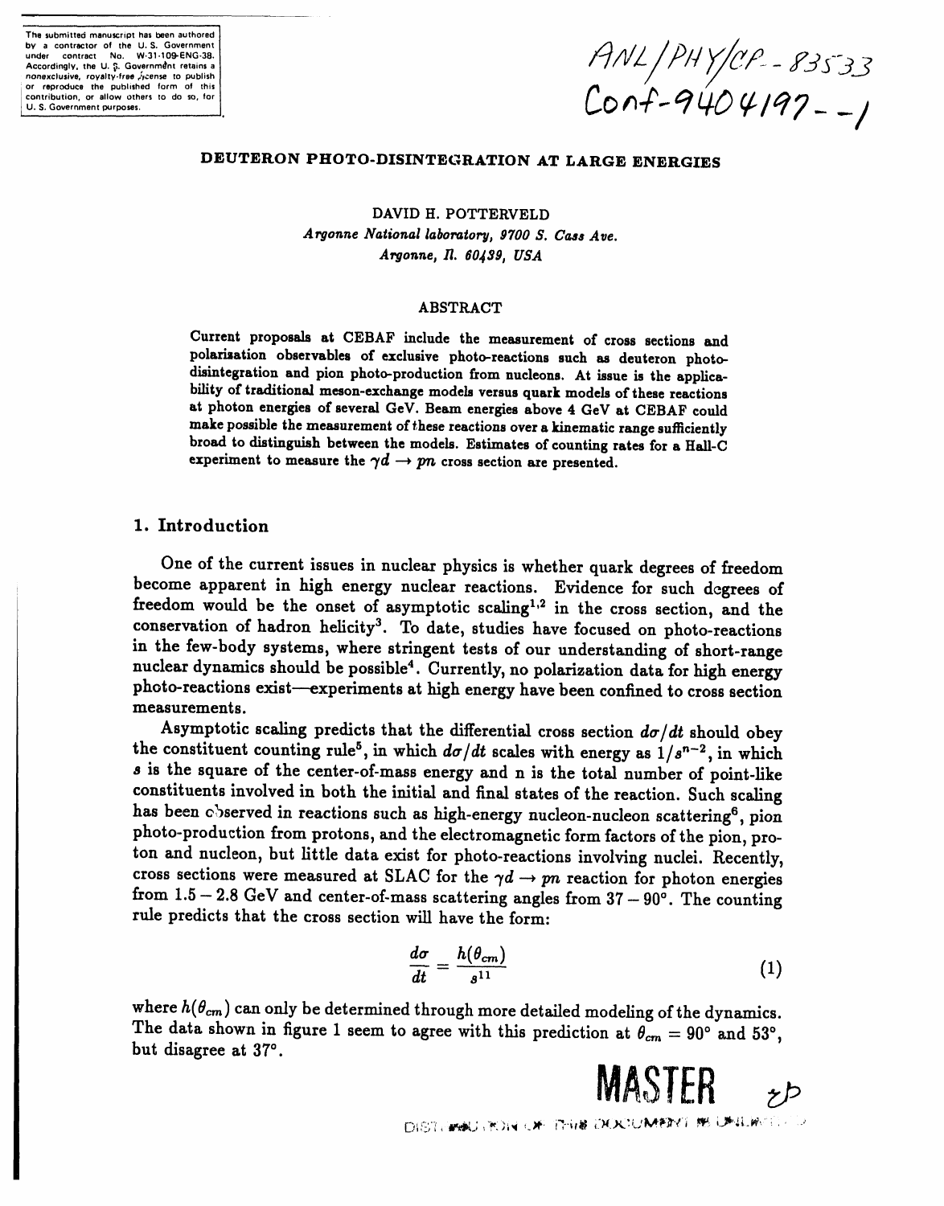The submitted manuscript has been authored by a contractor of the U. S. Government under contract No. W-31-109-ENG-38. Accordingly, the U. S. Government retains a nonexclusive, royalty-free license to publish or reproduce the published form of this contribution, or allow others to do so, for U. S. Government purposes.

ANL/PHY/CP--83533
Conf-9404197--1

# DEUTERON PHOTO-DISINTEGRATION AT LARGE ENERGIES

DAVID H. POTTERVELD
*Argonne National laboratory, 9700 S. Cass Ave.*
*Argonne, Il. 60439, USA*

## ABSTRACT

Current proposals at CEBAF include the measurement of cross sections and polarisation observables of exclusive photo-reactions such as deuteron photo-disintegration and pion photo-production from nucleons. At issue is the applicability of traditional meson-exchange models versus quark models of these reactions at photon energies of several GeV. Beam energies above 4 GeV at CEBAF could make possible the measurement of these reactions over a kinematic range sufficiently broad to distinguish between the models. Estimates of counting rates for a Hall-C experiment to measure the $\gamma d \rightarrow pn$ cross section are presented.

## 1. Introduction

One of the current issues in nuclear physics is whether quark degrees of freedom become apparent in high energy nuclear reactions. Evidence for such degrees of freedom would be the onset of asymptotic scaling[1,2] in the cross section, and the conservation of hadron helicity[3]. To date, studies have focused on photo-reactions in the few-body systems, where stringent tests of our understanding of short-range nuclear dynamics should be possible[4]. Currently, no polarization data for high energy photo-reactions exist—experiments at high energy have been confined to cross section measurements.

Asymptotic scaling predicts that the differential cross section $d\sigma/dt$ should obey the constituent counting rule[5], in which $d\sigma/dt$ scales with energy as $1/s^{n-2}$, in which $s$ is the square of the center-of-mass energy and n is the total number of point-like constituents involved in both the initial and final states of the reaction. Such scaling has been observed in reactions such as high-energy nucleon-nucleon scattering[6], pion photo-production from protons, and the electromagnetic form factors of the pion, proton and nucleon, but little data exist for photo-reactions involving nuclei. Recently, cross sections were measured at SLAC for the $\gamma d \rightarrow pn$ reaction for photon energies from $1.5 - 2.8$ GeV and center-of-mass scattering angles from $37 - 90°$. The counting rule predicts that the cross section will have the form:

$$\frac{d\sigma}{dt} = \frac{h(\theta_{cm})}{s^{11}} \tag{1}$$

where $h(\theta_{cm})$ can only be determined through more detailed modeling of the dynamics. The data shown in figure 1 seem to agree with this prediction at $\theta_{cm} = 90°$ and $53°$, but disagree at $37°$.

MASTER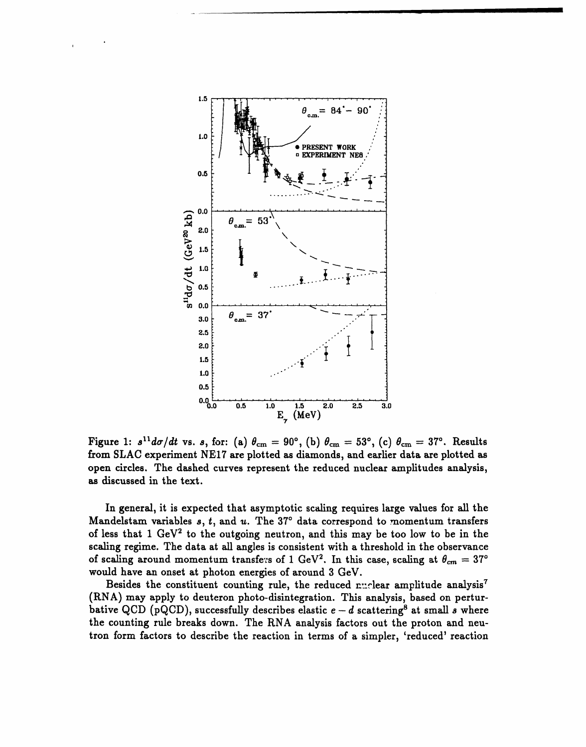Figure 1: $s^{11}d\sigma/dt$ vs. $s$, for: (a) $\theta_{cm} = 90°$, (b) $\theta_{cm} = 53°$, (c) $\theta_{cm} = 37°$. Results from SLAC experiment NE17 are plotted as diamonds, and earlier data are plotted as open circles. The dashed curves represent the reduced nuclear amplitudes analysis, as discussed in the text.

In general, it is expected that asymptotic scaling requires large values for all the Mandelstam variables $s$, $t$, and $u$. The 37° data correspond to momentum transfers of less that 1 GeV$^2$ to the outgoing neutron, and this may be too low to be in the scaling regime. The data at all angles is consistent with a threshold in the observance of scaling around momentum transfers of 1 GeV$^2$. In this case, scaling at $\theta_{cm} = 37°$ would have an onset at photon energies of around 3 GeV.

Besides the constituent counting rule, the reduced nuclear amplitude analysis[7] (RNA) may apply to deuteron photo-disintegration. This analysis, based on perturbative QCD (pQCD), successfully describes elastic $e-d$ scattering[8] at small $s$ where the counting rule breaks down. The RNA analysis factors out the proton and neutron form factors to describe the reaction in terms of a simpler, 'reduced' reaction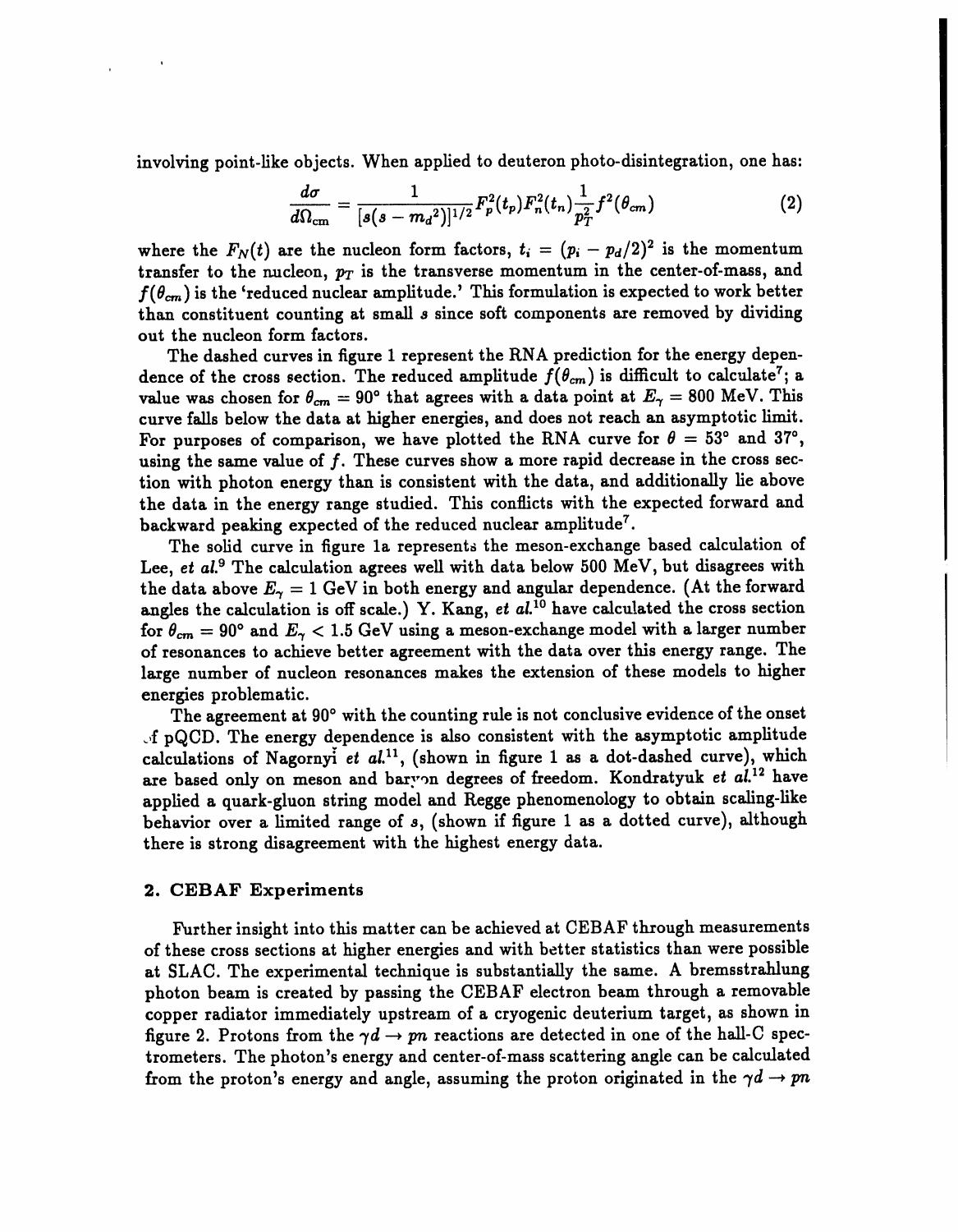involving point-like objects. When applied to deuteron photo-disintegration, one has:

$$\frac{d\sigma}{d\Omega_{\rm cm}} = \frac{1}{[s(s-m_d{}^2)]^{1/2}} F_p^2(t_p) F_n^2(t_n) \frac{1}{p_T^2} f^2(\theta_{cm}) \tag{2}$$

where the $F_N(t)$ are the nucleon form factors, $t_i = (p_i - p_d/2)^2$ is the momentum transfer to the nucleon, $p_T$ is the transverse momentum in the center-of-mass, and $f(\theta_{cm})$ is the 'reduced nuclear amplitude.' This formulation is expected to work better than constituent counting at small $s$ since soft components are removed by dividing out the nucleon form factors.

The dashed curves in figure 1 represent the RNA prediction for the energy dependence of the cross section. The reduced amplitude $f(\theta_{cm})$ is difficult to calculate[7]; a value was chosen for $\theta_{cm} = 90°$ that agrees with a data point at $E_\gamma = 800$ MeV. This curve falls below the data at higher energies, and does not reach an asymptotic limit. For purposes of comparison, we have plotted the RNA curve for $\theta = 53°$ and $37°$, using the same value of $f$. These curves show a more rapid decrease in the cross section with photon energy than is consistent with the data, and additionally lie above the data in the energy range studied. This conflicts with the expected forward and backward peaking expected of the reduced nuclear amplitude[7].

The solid curve in figure 1a represents the meson-exchange based calculation of Lee, *et al.*[9] The calculation agrees well with data below 500 MeV, but disagrees with the data above $E_\gamma = 1$ GeV in both energy and angular dependence. (At the forward angles the calculation is off scale.) Y. Kang, *et al.*[10] have calculated the cross section for $\theta_{cm} = 90°$ and $E_\gamma < 1.5$ GeV using a meson-exchange model with a larger number of resonances to achieve better agreement with the data over this energy range. The large number of nucleon resonances makes the extension of these models to higher energies problematic.

The agreement at 90° with the counting rule is not conclusive evidence of the onset of pQCD. The energy dependence is also consistent with the asymptotic amplitude calculations of Nagornyĭ *et al.*[11], (shown in figure 1 as a dot-dashed curve), which are based only on meson and baryon degrees of freedom. Kondratyuk *et al.*[12] have applied a quark-gluon string model and Regge phenomenology to obtain scaling-like behavior over a limited range of $s$, (shown if figure 1 as a dotted curve), although there is strong disagreement with the highest energy data.

## 2. CEBAF Experiments

Further insight into this matter can be achieved at CEBAF through measurements of these cross sections at higher energies and with better statistics than were possible at SLAC. The experimental technique is substantially the same. A bremsstrahlung photon beam is created by passing the CEBAF electron beam through a removable copper radiator immediately upstream of a cryogenic deuterium target, as shown in figure 2. Protons from the $\gamma d \to pn$ reactions are detected in one of the hall-C spectrometers. The photon's energy and center-of-mass scattering angle can be calculated from the proton's energy and angle, assuming the proton originated in the $\gamma d \to pn$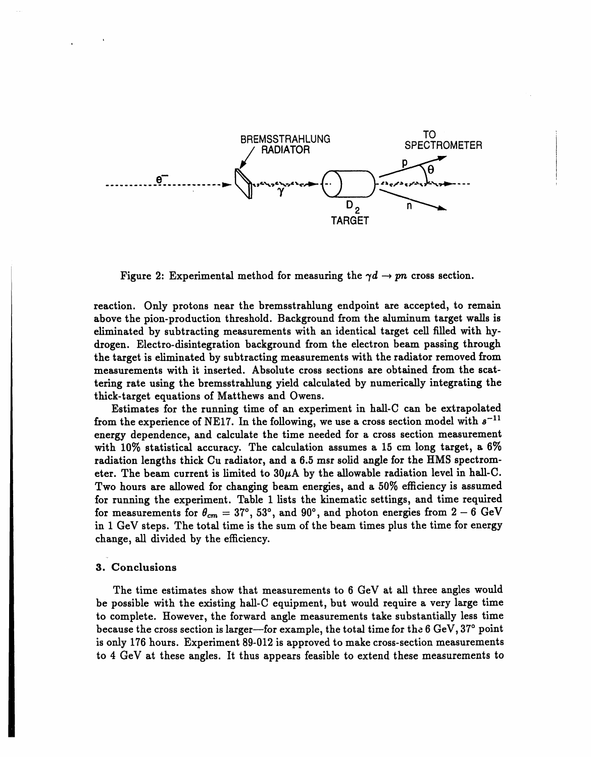Figure 2: Experimental method for measuring the $\gamma d \rightarrow pn$ cross section.

reaction. Only protons near the bremsstrahlung endpoint are accepted, to remain above the pion-production threshold. Background from the aluminum target walls is eliminated by subtracting measurements with an identical target cell filled with hydrogen. Electro-disintegration background from the electron beam passing through the target is eliminated by subtracting measurements with the radiator removed from measurements with it inserted. Absolute cross sections are obtained from the scattering rate using the bremsstrahlung yield calculated by numerically integrating the thick-target equations of Matthews and Owens.

Estimates for the running time of an experiment in hall-C can be extrapolated from the experience of NE17. In the following, we use a cross section model with $s^{-11}$ energy dependence, and calculate the time needed for a cross section measurement with 10% statistical accuracy. The calculation assumes a 15 cm long target, a 6% radiation lengths thick Cu radiator, and a 6.5 msr solid angle for the HMS spectrometer. The beam current is limited to $30\mu$A by the allowable radiation level in hall-C. Two hours are allowed for changing beam energies, and a 50% efficiency is assumed for running the experiment. Table 1 lists the kinematic settings, and time required for measurements for $\theta_{cm} = 37°$, $53°$, and $90°$, and photon energies from $2 - 6$ GeV in 1 GeV steps. The total time is the sum of the beam times plus the time for energy change, all divided by the efficiency.

## 3. Conclusions

The time estimates show that measurements to 6 GeV at all three angles would be possible with the existing hall-C equipment, but would require a very large time to complete. However, the forward angle measurements take substantially less time because the cross section is larger—for example, the total time for the 6 GeV, 37° point is only 176 hours. Experiment 89-012 is approved to make cross-section measurements to 4 GeV at these angles. It thus appears feasible to extend these measurements to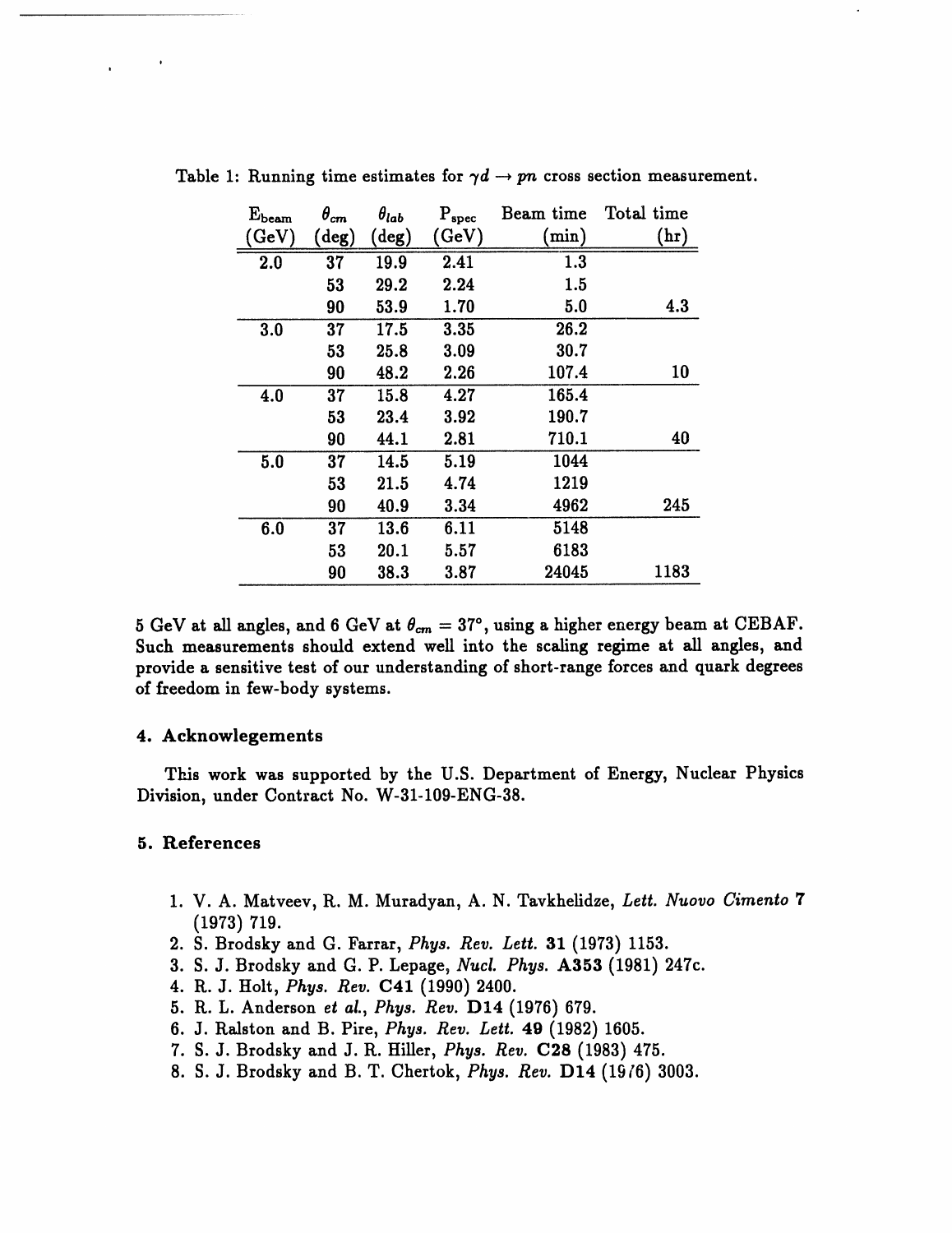Table 1: Running time estimates for $\gamma d \rightarrow pn$ cross section measurement.

| $E_{beam}$ (GeV) | $\theta_{cm}$ (deg) | $\theta_{lab}$ (deg) | $P_{spec}$ (GeV) | Beam time (min) | Total time (hr) |
|---|---|---|---|---|---|
| 2.0 | 37 | 19.9 | 2.41 | 1.3 | |
| | 53 | 29.2 | 2.24 | 1.5 | |
| | 90 | 53.9 | 1.70 | 5.0 | 4.3 |
| 3.0 | 37 | 17.5 | 3.35 | 26.2 | |
| | 53 | 25.8 | 3.09 | 30.7 | |
| | 90 | 48.2 | 2.26 | 107.4 | 10 |
| 4.0 | 37 | 15.8 | 4.27 | 165.4 | |
| | 53 | 23.4 | 3.92 | 190.7 | |
| | 90 | 44.1 | 2.81 | 710.1 | 40 |
| 5.0 | 37 | 14.5 | 5.19 | 1044 | |
| | 53 | 21.5 | 4.74 | 1219 | |
| | 90 | 40.9 | 3.34 | 4962 | 245 |
| 6.0 | 37 | 13.6 | 6.11 | 5148 | |
| | 53 | 20.1 | 5.57 | 6183 | |
| | 90 | 38.3 | 3.87 | 24045 | 1183 |

5 GeV at all angles, and 6 GeV at $\theta_{cm} = 37°$, using a higher energy beam at CEBAF. Such measurements should extend well into the scaling regime at all angles, and provide a sensitive test of our understanding of short-range forces and quark degrees of freedom in few-body systems.

## 4. Acknowlegements

This work was supported by the U.S. Department of Energy, Nuclear Physics Division, under Contract No. W-31-109-ENG-38.

## 5. References

1. V. A. Matveev, R. M. Muradyan, A. N. Tavkhelidze, *Lett. Nuovo Cimento* **7** (1973) 719.
2. S. Brodsky and G. Farrar, *Phys. Rev. Lett.* **31** (1973) 1153.
3. S. J. Brodsky and G. P. Lepage, *Nucl. Phys.* **A353** (1981) 247c.
4. R. J. Holt, *Phys. Rev.* **C41** (1990) 2400.
5. R. L. Anderson *et al.*, *Phys. Rev.* **D14** (1976) 679.
6. J. Ralston and B. Pire, *Phys. Rev. Lett.* **49** (1982) 1605.
7. S. J. Brodsky and J. R. Hiller, *Phys. Rev.* **C28** (1983) 475.
8. S. J. Brodsky and B. T. Chertok, *Phys. Rev.* **D14** (1976) 3003.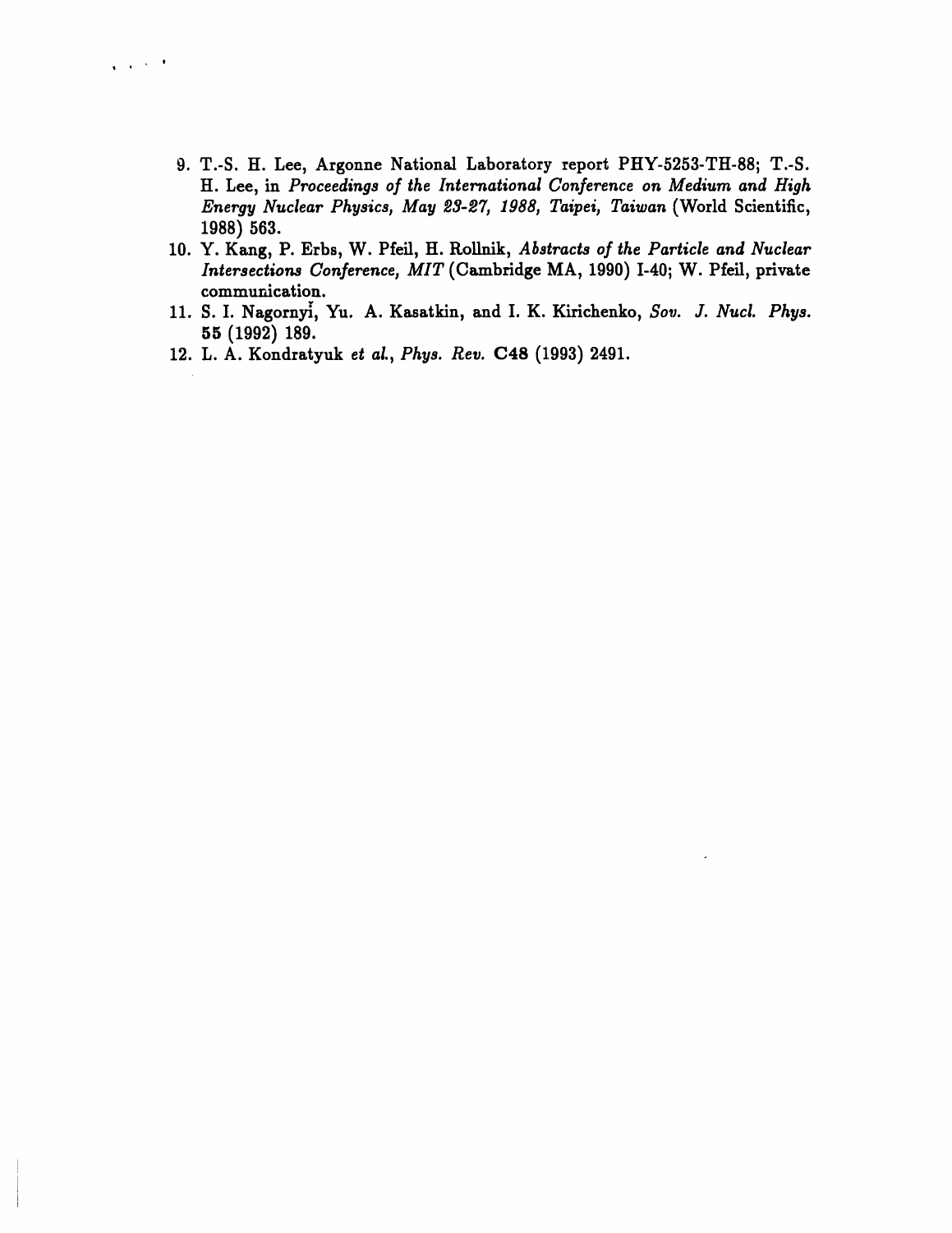9. T.-S. H. Lee, Argonne National Laboratory report PHY-5253-TH-88; T.-S. H. Lee, in *Proceedings of the International Conference on Medium and High Energy Nuclear Physics, May 23-27, 1988, Taipei, Taiwan* (World Scientific, 1988) 563.
10. Y. Kang, P. Erbs, W. Pfeil, H. Rollnik, *Abstracts of the Particle and Nuclear Intersections Conference, MIT* (Cambridge MA, 1990) I-40; W. Pfeil, private communication.
11. S. I. Nagornyĭ, Yu. A. Kasatkin, and I. K. Kirichenko, *Sov. J. Nucl. Phys.* **55** (1992) 189.
12. L. A. Kondratyuk *et al.*, *Phys. Rev.* **C48** (1993) 2491.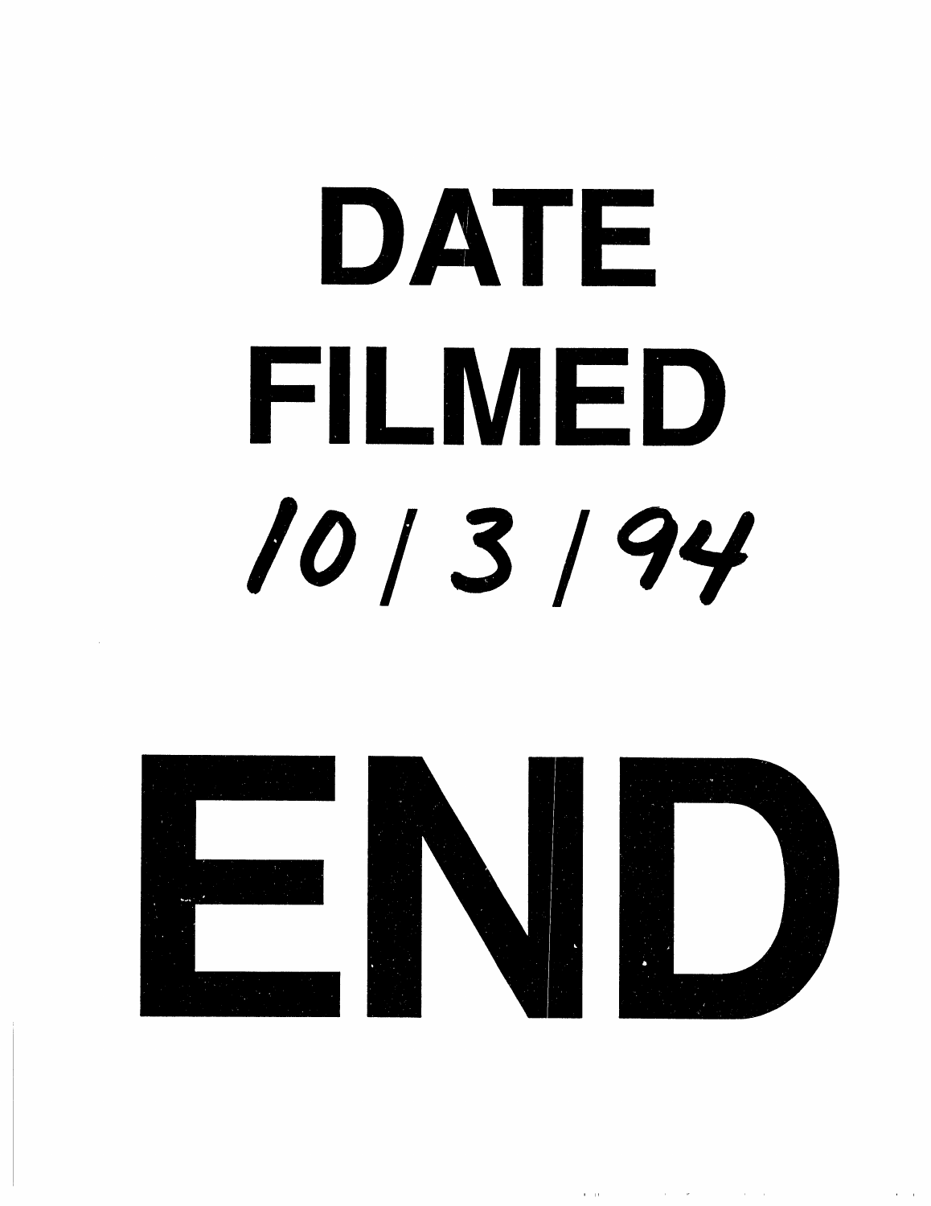# DATE

# FILMED

10/3/94

# END